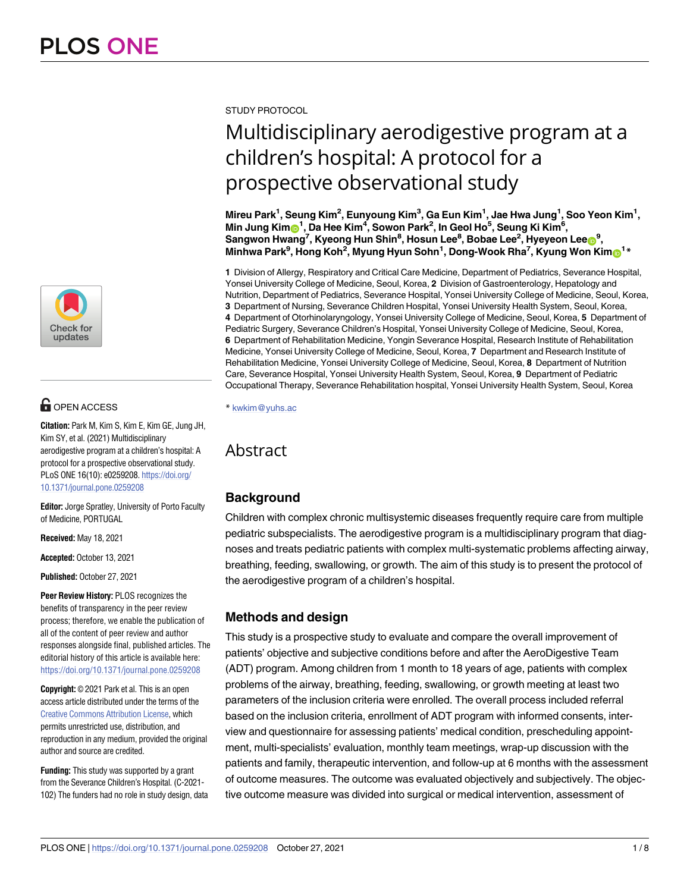PLOS ONE

STUDY PROTOCOL

# Multidisciplinary aerodigestive program at a children's hospital: A protocol for a prospective observational study

**Mireu Park[1], Seung Kim[2], Eunyoung Kim[3], Ga Eun Kim[1], Jae Hwa Jung[1], Soo Yeon Kim[1], Min Jung Kim[1], Da Hee Kim[4], Sowon Park[2], In Geol Ho[5], Seung Ki Kim[6], Sangwon Hwang[7], Kyeong Hun Shin[8], Hosun Lee[8], Bobae Lee[2], Hyeyeon Lee[9], Minhwa Park[9], Hong Koh[2], Myung Hyun Sohn[1], Dong-Wook Rha[7], Kyung Won Kim[1]***

**1** Division of Allergy, Respiratory and Critical Care Medicine, Department of Pediatrics, Severance Hospital, Yonsei University College of Medicine, Seoul, Korea, **2** Division of Gastroenterology, Hepatology and Nutrition, Department of Pediatrics, Severance Hospital, Yonsei University College of Medicine, Seoul, Korea, **3** Department of Nursing, Severance Children Hospital, Yonsei University Health System, Seoul, Korea, **4** Department of Otorhinolaryngology, Yonsei University College of Medicine, Seoul, Korea, **5** Department of Pediatric Surgery, Severance Children's Hospital, Yonsei University College of Medicine, Seoul, Korea, **6** Department of Rehabilitation Medicine, Yongin Severance Hospital, Research Institute of Rehabilitation Medicine, Yonsei University College of Medicine, Seoul, Korea, **7** Department and Research Institute of Rehabilitation Medicine, Yonsei University College of Medicine, Seoul, Korea, **8** Department of Nutrition Care, Severance Hospital, Yonsei University Health System, Seoul, Korea, **9** Department of Pediatric Occupational Therapy, Severance Rehabilitation hospital, Yonsei University Health System, Seoul, Korea

* kwkim@yuhs.ac

OPEN ACCESS

**Citation:** Park M, Kim S, Kim E, Kim GE, Jung JH, Kim SY, et al. (2021) Multidisciplinary aerodigestive program at a children's hospital: A protocol for a prospective observational study. PLoS ONE 16(10): e0259208. https://doi.org/10.1371/journal.pone.0259208

**Editor:** Jorge Spratley, University of Porto Faculty of Medicine, PORTUGAL

**Received:** May 18, 2021

**Accepted:** October 13, 2021

**Published:** October 27, 2021

**Peer Review History:** PLOS recognizes the benefits of transparency in the peer review process; therefore, we enable the publication of all of the content of peer review and author responses alongside final, published articles. The editorial history of this article is available here: https://doi.org/10.1371/journal.pone.0259208

**Copyright:** © 2021 Park et al. This is an open access article distributed under the terms of the Creative Commons Attribution License, which permits unrestricted use, distribution, and reproduction in any medium, provided the original author and source are credited.

**Funding:** This study was supported by a grant from the Severance Children's Hospital. (C-2021-102) The funders had no role in study design, data

## Abstract

### Background

Children with complex chronic multisystemic diseases frequently require care from multiple pediatric subspecialists. The aerodigestive program is a multidisciplinary program that diagnoses and treats pediatric patients with complex multi-systematic problems affecting airway, breathing, feeding, swallowing, or growth. The aim of this study is to present the protocol of the aerodigestive program of a children's hospital.

### Methods and design

This study is a prospective study to evaluate and compare the overall improvement of patients' objective and subjective conditions before and after the AeroDigestive Team (ADT) program. Among children from 1 month to 18 years of age, patients with complex problems of the airway, breathing, feeding, swallowing, or growth meeting at least two parameters of the inclusion criteria were enrolled. The overall process included referral based on the inclusion criteria, enrollment of ADT program with informed consents, interview and questionnaire for assessing patients' medical condition, prescheduling appointment, multi-specialists' evaluation, monthly team meetings, wrap-up discussion with the patients and family, therapeutic intervention, and follow-up at 6 months with the assessment of outcome measures. The outcome was evaluated objectively and subjectively. The objective outcome measure was divided into surgical or medical intervention, assessment of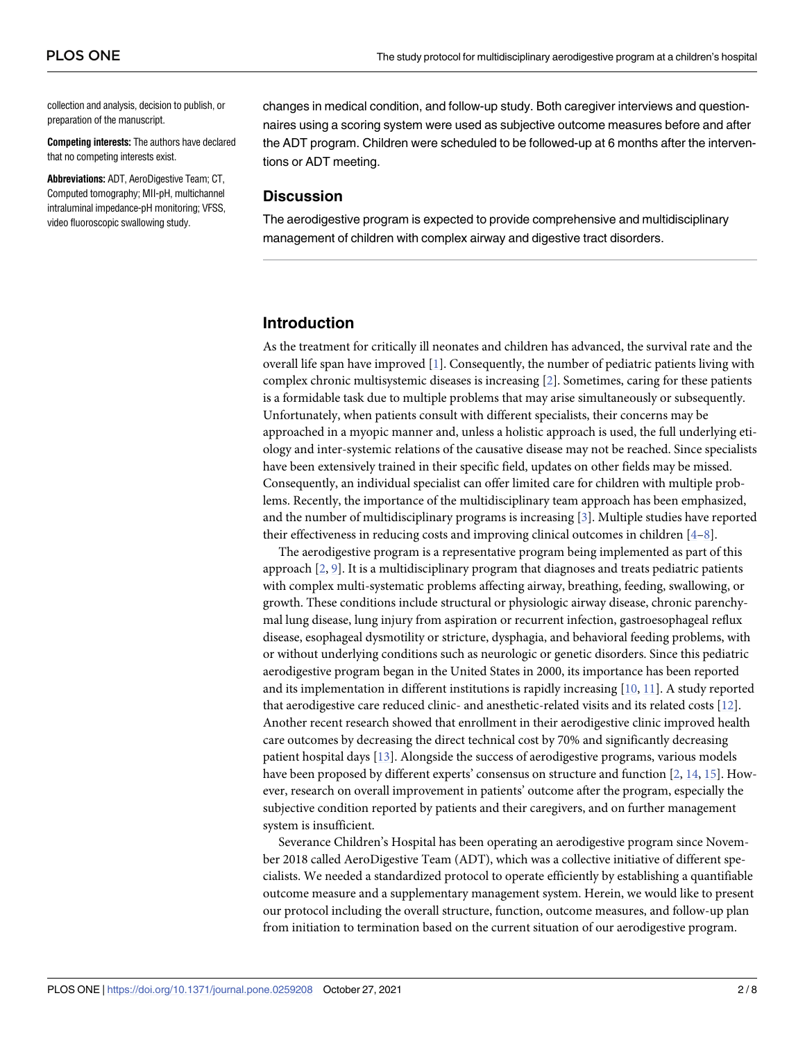collection and analysis, decision to publish, or preparation of the manuscript.

**Competing interests:** The authors have declared that no competing interests exist.

**Abbreviations:** ADT, AeroDigestive Team; CT, Computed tomography; MII-pH, multichannel intraluminal impedance-pH monitoring; VFSS, video fluoroscopic swallowing study.

changes in medical condition, and follow-up study. Both caregiver interviews and questionnaires using a scoring system were used as subjective outcome measures before and after the ADT program. Children were scheduled to be followed-up at 6 months after the interventions or ADT meeting.

## Discussion

The aerodigestive program is expected to provide comprehensive and multidisciplinary management of children with complex airway and digestive tract disorders.

## Introduction

As the treatment for critically ill neonates and children has advanced, the survival rate and the overall life span have improved [1]. Consequently, the number of pediatric patients living with complex chronic multisystemic diseases is increasing [2]. Sometimes, caring for these patients is a formidable task due to multiple problems that may arise simultaneously or subsequently. Unfortunately, when patients consult with different specialists, their concerns may be approached in a myopic manner and, unless a holistic approach is used, the full underlying etiology and inter-systemic relations of the causative disease may not be reached. Since specialists have been extensively trained in their specific field, updates on other fields may be missed. Consequently, an individual specialist can offer limited care for children with multiple problems. Recently, the importance of the multidisciplinary team approach has been emphasized, and the number of multidisciplinary programs is increasing [3]. Multiple studies have reported their effectiveness in reducing costs and improving clinical outcomes in children [4–8].

The aerodigestive program is a representative program being implemented as part of this approach [2, 9]. It is a multidisciplinary program that diagnoses and treats pediatric patients with complex multi-systematic problems affecting airway, breathing, feeding, swallowing, or growth. These conditions include structural or physiologic airway disease, chronic parenchymal lung disease, lung injury from aspiration or recurrent infection, gastroesophageal reflux disease, esophageal dysmotility or stricture, dysphagia, and behavioral feeding problems, with or without underlying conditions such as neurologic or genetic disorders. Since this pediatric aerodigestive program began in the United States in 2000, its importance has been reported and its implementation in different institutions is rapidly increasing [10, 11]. A study reported that aerodigestive care reduced clinic- and anesthetic-related visits and its related costs [12]. Another recent research showed that enrollment in their aerodigestive clinic improved health care outcomes by decreasing the direct technical cost by 70% and significantly decreasing patient hospital days [13]. Alongside the success of aerodigestive programs, various models have been proposed by different experts' consensus on structure and function [2, 14, 15]. However, research on overall improvement in patients' outcome after the program, especially the subjective condition reported by patients and their caregivers, and on further management system is insufficient.

Severance Children's Hospital has been operating an aerodigestive program since November 2018 called AeroDigestive Team (ADT), which was a collective initiative of different specialists. We needed a standardized protocol to operate efficiently by establishing a quantifiable outcome measure and a supplementary management system. Herein, we would like to present our protocol including the overall structure, function, outcome measures, and follow-up plan from initiation to termination based on the current situation of our aerodigestive program.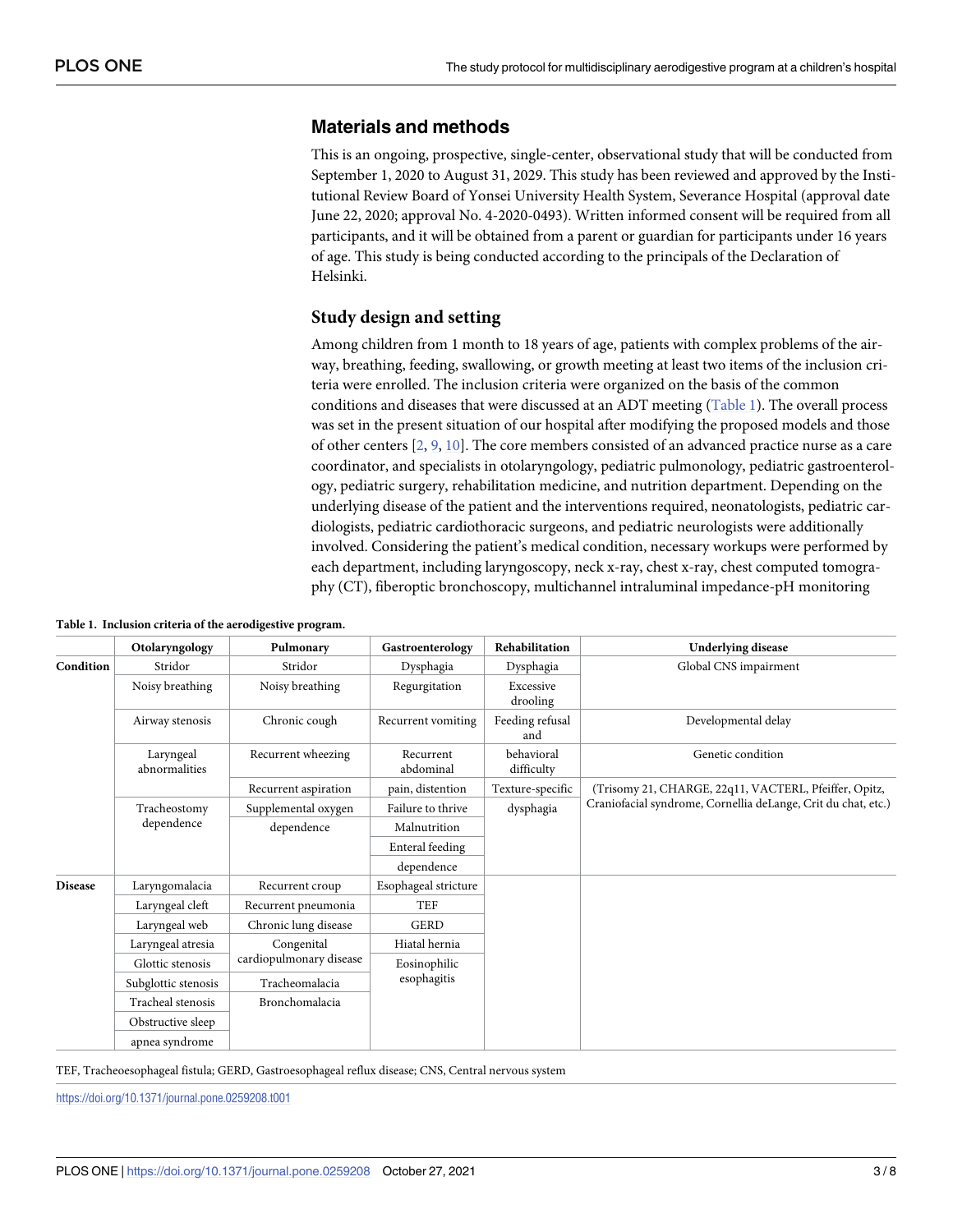## Materials and methods

This is an ongoing, prospective, single-center, observational study that will be conducted from September 1, 2020 to August 31, 2029. This study has been reviewed and approved by the Institutional Review Board of Yonsei University Health System, Severance Hospital (approval date June 22, 2020; approval No. 4-2020-0493). Written informed consent will be required from all participants, and it will be obtained from a parent or guardian for participants under 16 years of age. This study is being conducted according to the principals of the Declaration of Helsinki.

### Study design and setting

Among children from 1 month to 18 years of age, patients with complex problems of the airway, breathing, feeding, swallowing, or growth meeting at least two items of the inclusion criteria were enrolled. The inclusion criteria were organized on the basis of the common conditions and diseases that were discussed at an ADT meeting (Table 1). The overall process was set in the present situation of our hospital after modifying the proposed models and those of other centers [2, 9, 10]. The core members consisted of an advanced practice nurse as a care coordinator, and specialists in otolaryngology, pediatric pulmonology, pediatric gastroenterology, pediatric surgery, rehabilitation medicine, and nutrition department. Depending on the underlying disease of the patient and the interventions required, neonatologists, pediatric cardiologists, pediatric cardiothoracic surgeons, and pediatric neurologists were additionally involved. Considering the patient's medical condition, necessary workups were performed by each department, including laryngoscopy, neck x-ray, chest x-ray, chest computed tomography (CT), fiberoptic bronchoscopy, multichannel intraluminal impedance-pH monitoring

**Table 1. Inclusion criteria of the aerodigestive program.**

| | Otolaryngology | Pulmonary | Gastroenterology | Rehabilitation | Underlying disease |
|---|---|---|---|---|---|
| **Condition** | Stridor | Stridor | Dysphagia | Dysphagia | Global CNS impairment |
| | Noisy breathing | Noisy breathing | Regurgitation | Excessive drooling | |
| | Airway stenosis | Chronic cough | Recurrent vomiting | Feeding refusal and behavioral difficulty | Developmental delay |
| | Laryngeal abnormalities | Recurrent wheezing | Recurrent abdominal pain, distention | | Genetic condition |
| | | Recurrent aspiration | | Texture-specific dysphagia | (Trisomy 21, CHARGE, 22q11, VACTERL, Pfeiffer, Opitz, Craniofacial syndrome, Cornellia deLange, Crit du chat, etc.) |
| | Tracheostomy dependence | Supplemental oxygen dependence | Failure to thrive | | |
| | | | Malnutrition | | |
| | | | Enteral feeding dependence | | |
| **Disease** | Laryngomalacia | Recurrent croup | Esophageal stricture | | |
| | Laryngeal cleft | Recurrent pneumonia | TEF | | |
| | Laryngeal web | Chronic lung disease | GERD | | |
| | Laryngeal atresia | Congenital cardiopulmonary disease | Hiatal hernia | | |
| | Glottic stenosis | | Eosinophilic esophagitis | | |
| | Subglottic stenosis | Tracheomalacia | | | |
| | Tracheal stenosis | Bronchomalacia | | | |
| | Obstructive sleep apnea syndrome | | | | |

TEF, Tracheoesophageal fistula; GERD, Gastroesophageal reflux disease; CNS, Central nervous system

https://doi.org/10.1371/journal.pone.0259208.t001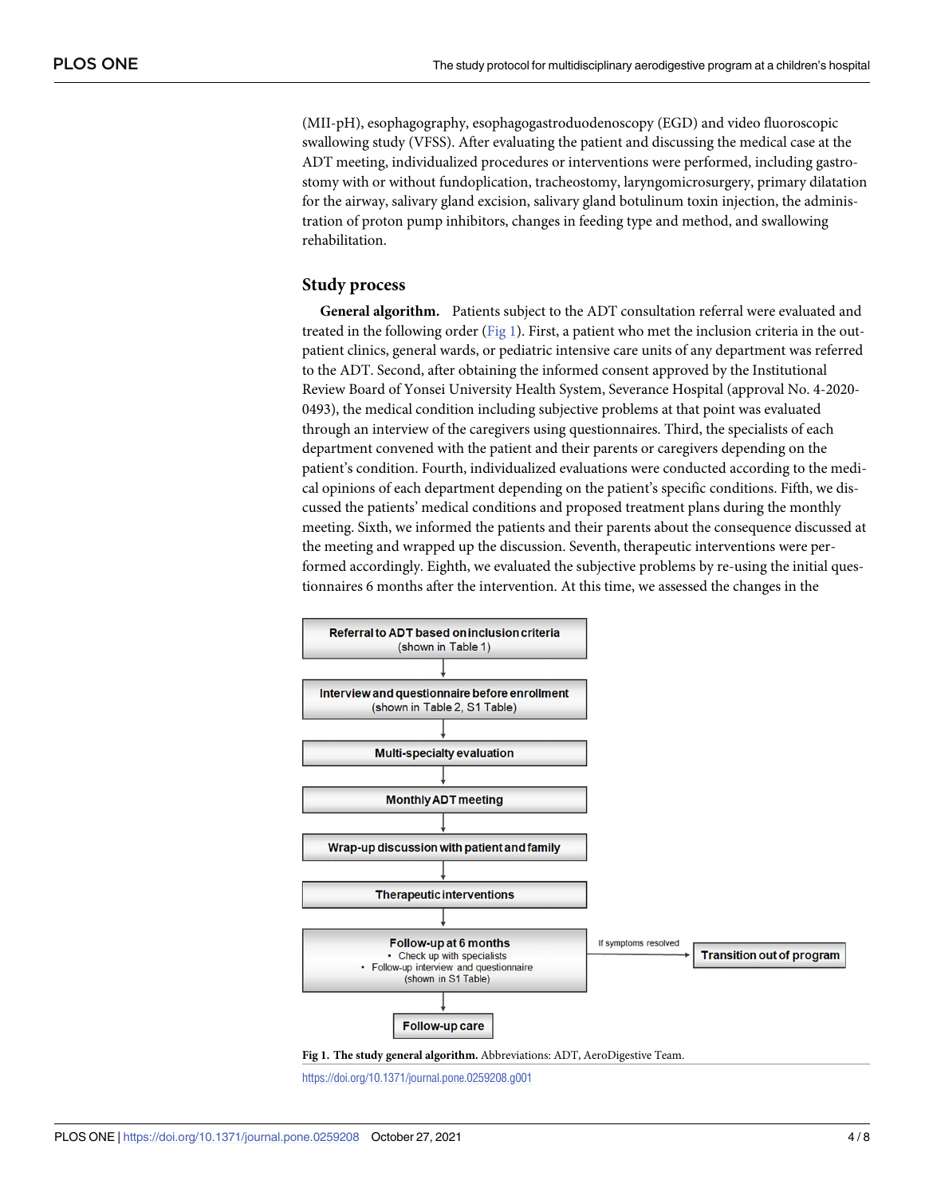(MII-pH), esophagography, esophagogastroduodenoscopy (EGD) and video fluoroscopic swallowing study (VFSS). After evaluating the patient and discussing the medical case at the ADT meeting, individualized procedures or interventions were performed, including gastrostomy with or without fundoplication, tracheostomy, laryngomicrosurgery, primary dilatation for the airway, salivary gland excision, salivary gland botulinum toxin injection, the administration of proton pump inhibitors, changes in feeding type and method, and swallowing rehabilitation.

## Study process

**General algorithm.** Patients subject to the ADT consultation referral were evaluated and treated in the following order (Fig 1). First, a patient who met the inclusion criteria in the outpatient clinics, general wards, or pediatric intensive care units of any department was referred to the ADT. Second, after obtaining the informed consent approved by the Institutional Review Board of Yonsei University Health System, Severance Hospital (approval No. 4-2020-0493), the medical condition including subjective problems at that point was evaluated through an interview of the caregivers using questionnaires. Third, the specialists of each department convened with the patient and their parents or caregivers depending on the patient's condition. Fourth, individualized evaluations were conducted according to the medical opinions of each department depending on the patient's specific conditions. Fifth, we discussed the patients' medical conditions and proposed treatment plans during the monthly meeting. Sixth, we informed the patients and their parents about the consequence discussed at the meeting and wrapped up the discussion. Seventh, therapeutic interventions were performed accordingly. Eighth, we evaluated the subjective problems by re-using the initial questionnaires 6 months after the intervention. At this time, we assessed the changes in the

- **Referral to ADT based on inclusion criteria** (shown in Table 1)
- ↓ **Interview and questionnaire before enrollment** (shown in Table 2, S1 Table)
- ↓ **Multi-specialty evaluation**
- ↓ **Monthly ADT meeting**
- ↓ **Wrap-up discussion with patient and family**
- ↓ **Therapeutic interventions**
- ↓ **Follow-up at 6 months**
  - Check up with specialists
  - Follow-up interview and questionnaire (shown in S1 Table)
  - If symptoms resolved → **Transition out of program**
- ↓ **Follow-up care**

**Fig 1. The study general algorithm.** Abbreviations: ADT, AeroDigestive Team.

https://doi.org/10.1371/journal.pone.0259208.g001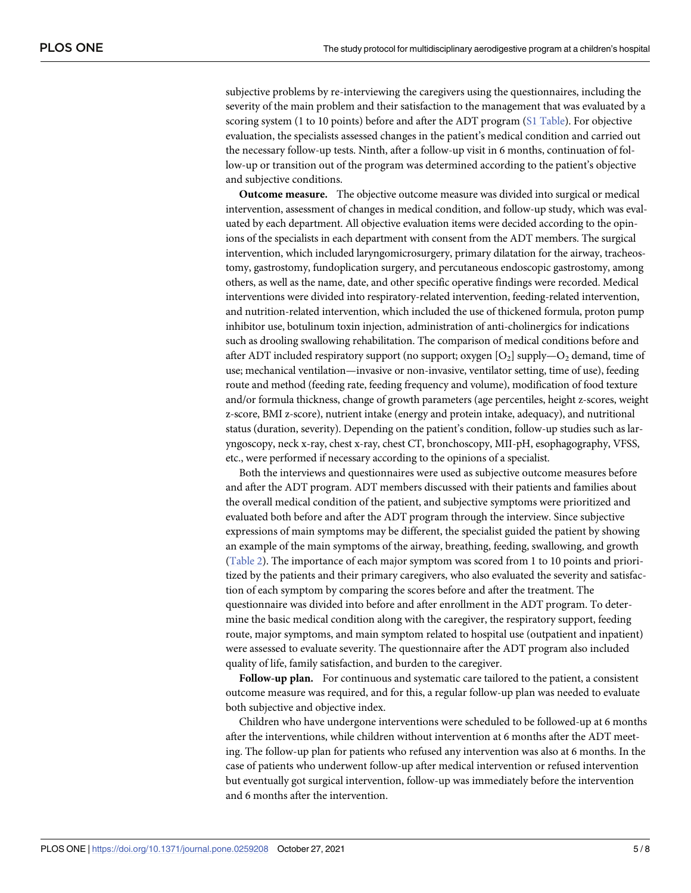subjective problems by re-interviewing the caregivers using the questionnaires, including the severity of the main problem and their satisfaction to the management that was evaluated by a scoring system (1 to 10 points) before and after the ADT program (S1 Table). For objective evaluation, the specialists assessed changes in the patient's medical condition and carried out the necessary follow-up tests. Ninth, after a follow-up visit in 6 months, continuation of follow-up or transition out of the program was determined according to the patient's objective and subjective conditions.

**Outcome measure.** The objective outcome measure was divided into surgical or medical intervention, assessment of changes in medical condition, and follow-up study, which was evaluated by each department. All objective evaluation items were decided according to the opinions of the specialists in each department with consent from the ADT members. The surgical intervention, which included laryngomicrosurgery, primary dilatation for the airway, tracheostomy, gastrostomy, fundoplication surgery, and percutaneous endoscopic gastrostomy, among others, as well as the name, date, and other specific operative findings were recorded. Medical interventions were divided into respiratory-related intervention, feeding-related intervention, and nutrition-related intervention, which included the use of thickened formula, proton pump inhibitor use, botulinum toxin injection, administration of anti-cholinergics for indications such as drooling swallowing rehabilitation. The comparison of medical conditions before and after ADT included respiratory support (no support; oxygen [$O_2$] supply—$O_2$ demand, time of use; mechanical ventilation—invasive or non-invasive, ventilator setting, time of use), feeding route and method (feeding rate, feeding frequency and volume), modification of food texture and/or formula thickness, change of growth parameters (age percentiles, height z-scores, weight z-score, BMI z-score), nutrient intake (energy and protein intake, adequacy), and nutritional status (duration, severity). Depending on the patient's condition, follow-up studies such as laryngoscopy, neck x-ray, chest x-ray, chest CT, bronchoscopy, MII-pH, esophagography, VFSS, etc., were performed if necessary according to the opinions of a specialist.

Both the interviews and questionnaires were used as subjective outcome measures before and after the ADT program. ADT members discussed with their patients and families about the overall medical condition of the patient, and subjective symptoms were prioritized and evaluated both before and after the ADT program through the interview. Since subjective expressions of main symptoms may be different, the specialist guided the patient by showing an example of the main symptoms of the airway, breathing, feeding, swallowing, and growth (Table 2). The importance of each major symptom was scored from 1 to 10 points and prioritized by the patients and their primary caregivers, who also evaluated the severity and satisfaction of each symptom by comparing the scores before and after the treatment. The questionnaire was divided into before and after enrollment in the ADT program. To determine the basic medical condition along with the caregiver, the respiratory support, feeding route, major symptoms, and main symptom related to hospital use (outpatient and inpatient) were assessed to evaluate severity. The questionnaire after the ADT program also included quality of life, family satisfaction, and burden to the caregiver.

**Follow-up plan.** For continuous and systematic care tailored to the patient, a consistent outcome measure was required, and for this, a regular follow-up plan was needed to evaluate both subjective and objective index.

Children who have undergone interventions were scheduled to be followed-up at 6 months after the interventions, while children without intervention at 6 months after the ADT meeting. The follow-up plan for patients who refused any intervention was also at 6 months. In the case of patients who underwent follow-up after medical intervention or refused intervention but eventually got surgical intervention, follow-up was immediately before the intervention and 6 months after the intervention.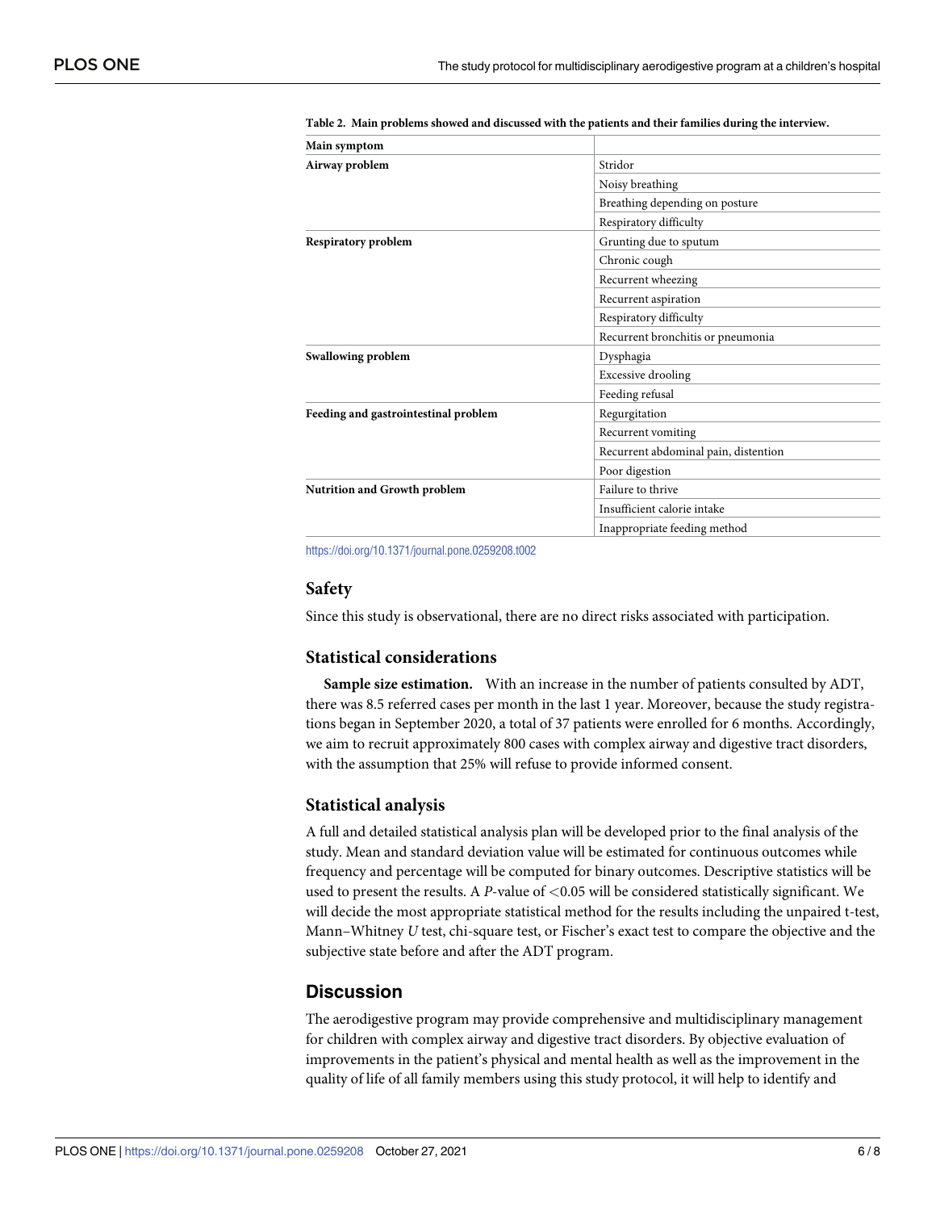**Table 2. Main problems showed and discussed with the patients and their families during the interview.**

| Main symptom | |
|---|---|
| **Airway problem** | Stridor |
| | Noisy breathing |
| | Breathing depending on posture |
| | Respiratory difficulty |
| **Respiratory problem** | Grunting due to sputum |
| | Chronic cough |
| | Recurrent wheezing |
| | Recurrent aspiration |
| | Respiratory difficulty |
| | Recurrent bronchitis or pneumonia |
| **Swallowing problem** | Dysphagia |
| | Excessive drooling |
| | Feeding refusal |
| **Feeding and gastrointestinal problem** | Regurgitation |
| | Recurrent vomiting |
| | Recurrent abdominal pain, distention |
| | Poor digestion |
| **Nutrition and Growth problem** | Failure to thrive |
| | Insufficient calorie intake |
| | Inappropriate feeding method |

https://doi.org/10.1371/journal.pone.0259208.t002

## Safety

Since this study is observational, there are no direct risks associated with participation.

## Statistical considerations

**Sample size estimation.** With an increase in the number of patients consulted by ADT, there was 8.5 referred cases per month in the last 1 year. Moreover, because the study registrations began in September 2020, a total of 37 patients were enrolled for 6 months. Accordingly, we aim to recruit approximately 800 cases with complex airway and digestive tract disorders, with the assumption that 25% will refuse to provide informed consent.

## Statistical analysis

A full and detailed statistical analysis plan will be developed prior to the final analysis of the study. Mean and standard deviation value will be estimated for continuous outcomes while frequency and percentage will be computed for binary outcomes. Descriptive statistics will be used to present the results. A $P$-value of $<0.05$ will be considered statistically significant. We will decide the most appropriate statistical method for the results including the unpaired t-test, Mann–Whitney $U$ test, chi-square test, or Fischer's exact test to compare the objective and the subjective state before and after the ADT program.

# Discussion

The aerodigestive program may provide comprehensive and multidisciplinary management for children with complex airway and digestive tract disorders. By objective evaluation of improvements in the patient's physical and mental health as well as the improvement in the quality of life of all family members using this study protocol, it will help to identify and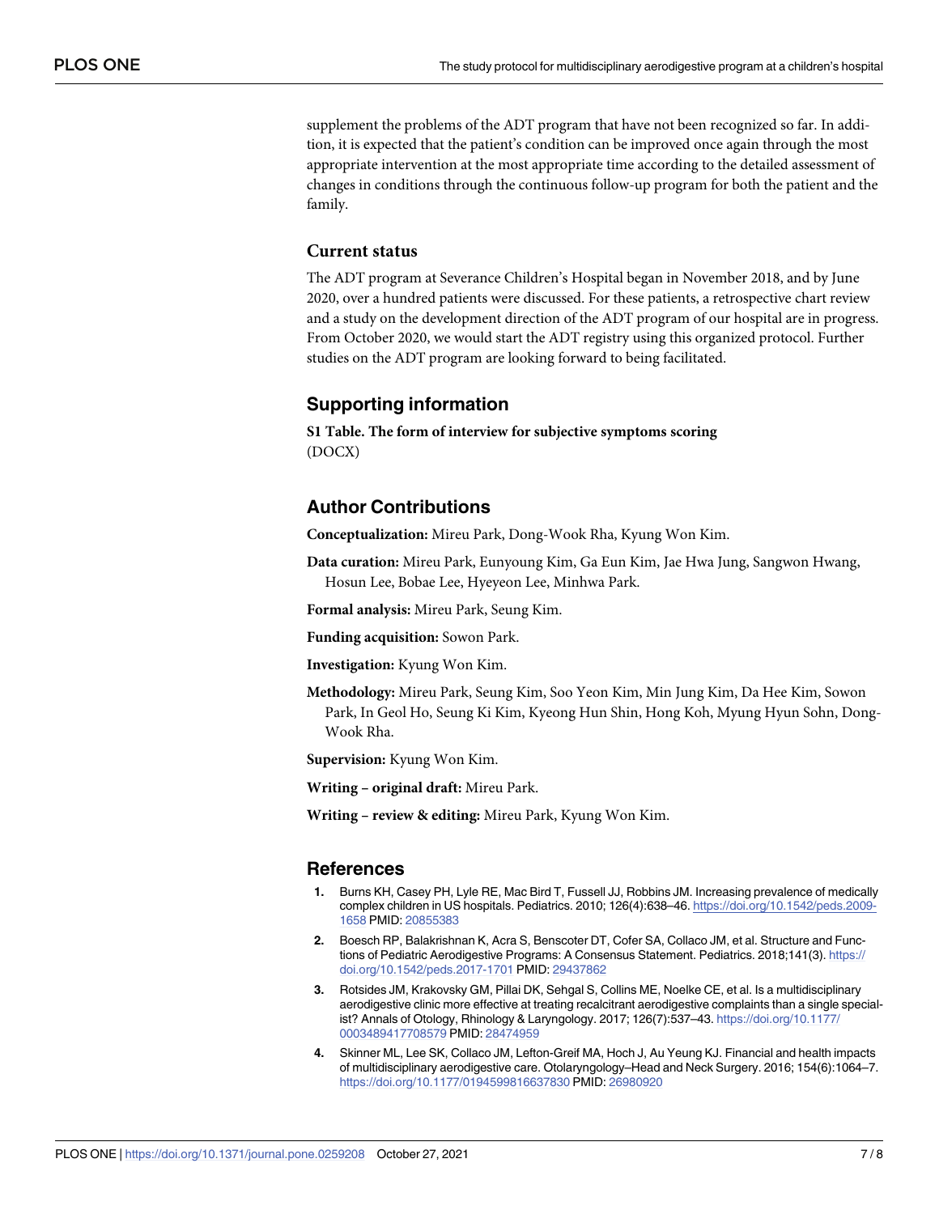supplement the problems of the ADT program that have not been recognized so far. In addition, it is expected that the patient's condition can be improved once again through the most appropriate intervention at the most appropriate time according to the detailed assessment of changes in conditions through the continuous follow-up program for both the patient and the family.

### Current status

The ADT program at Severance Children's Hospital began in November 2018, and by June 2020, over a hundred patients were discussed. For these patients, a retrospective chart review and a study on the development direction of the ADT program of our hospital are in progress. From October 2020, we would start the ADT registry using this organized protocol. Further studies on the ADT program are looking forward to being facilitated.

## Supporting information

**S1 Table. The form of interview for subjective symptoms scoring**
(DOCX)

## Author Contributions

**Conceptualization:** Mireu Park, Dong-Wook Rha, Kyung Won Kim.

**Data curation:** Mireu Park, Eunyoung Kim, Ga Eun Kim, Jae Hwa Jung, Sangwon Hwang, Hosun Lee, Bobae Lee, Hyeyeon Lee, Minhwa Park.

**Formal analysis:** Mireu Park, Seung Kim.

**Funding acquisition:** Sowon Park.

**Investigation:** Kyung Won Kim.

**Methodology:** Mireu Park, Seung Kim, Soo Yeon Kim, Min Jung Kim, Da Hee Kim, Sowon Park, In Geol Ho, Seung Ki Kim, Kyeong Hun Shin, Hong Koh, Myung Hyun Sohn, Dong-Wook Rha.

**Supervision:** Kyung Won Kim.

**Writing – original draft:** Mireu Park.

**Writing – review & editing:** Mireu Park, Kyung Won Kim.

## References

1. Burns KH, Casey PH, Lyle RE, Mac Bird T, Fussell JJ, Robbins JM. Increasing prevalence of medically complex children in US hospitals. Pediatrics. 2010; 126(4):638–46. https://doi.org/10.1542/peds.2009-1658 PMID: 20855383
2. Boesch RP, Balakrishnan K, Acra S, Benscoter DT, Cofer SA, Collaco JM, et al. Structure and Functions of Pediatric Aerodigestive Programs: A Consensus Statement. Pediatrics. 2018;141(3). https://doi.org/10.1542/peds.2017-1701 PMID: 29437862
3. Rotsides JM, Krakovsky GM, Pillai DK, Sehgal S, Collins ME, Noelke CE, et al. Is a multidisciplinary aerodigestive clinic more effective at treating recalcitrant aerodigestive complaints than a single specialist? Annals of Otology, Rhinology & Laryngology. 2017; 126(7):537–43. https://doi.org/10.1177/0003489417708579 PMID: 28474959
4. Skinner ML, Lee SK, Collaco JM, Lefton-Greif MA, Hoch J, Au Yeung KJ. Financial and health impacts of multidisciplinary aerodigestive care. Otolaryngology–Head and Neck Surgery. 2016; 154(6):1064–7. https://doi.org/10.1177/0194599816637830 PMID: 26980920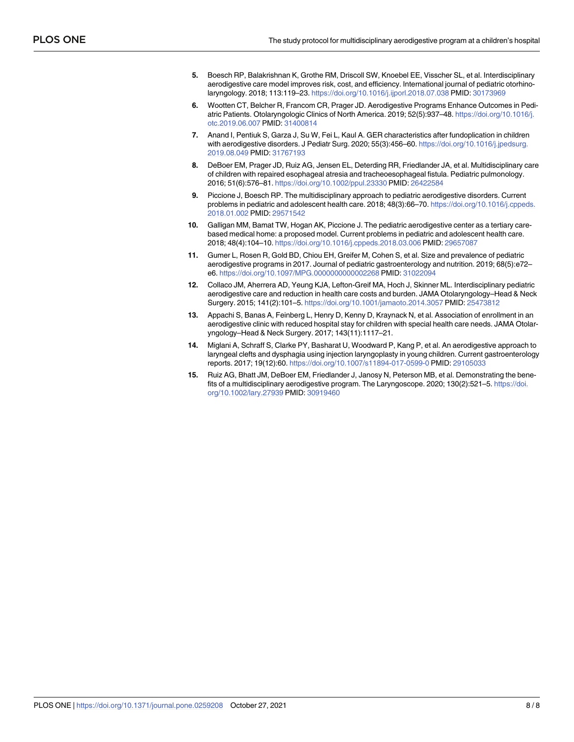5. Boesch RP, Balakrishnan K, Grothe RM, Driscoll SW, Knoebel EE, Visscher SL, et al. Interdisciplinary aerodigestive care model improves risk, cost, and efficiency. International journal of pediatric otorhinolaryngology. 2018; 113:119–23. https://doi.org/10.1016/j.ijporl.2018.07.038 PMID: 30173969
6. Wootten CT, Belcher R, Francom CR, Prager JD. Aerodigestive Programs Enhance Outcomes in Pediatric Patients. Otolaryngologic Clinics of North America. 2019; 52(5):937–48. https://doi.org/10.1016/j.otc.2019.06.007 PMID: 31400814
7. Anand I, Pentiuk S, Garza J, Su W, Fei L, Kaul A. GER characteristics after fundoplication in children with aerodigestive disorders. J Pediatr Surg. 2020; 55(3):456–60. https://doi.org/10.1016/j.jpedsurg.2019.08.049 PMID: 31767193
8. DeBoer EM, Prager JD, Ruiz AG, Jensen EL, Deterding RR, Friedlander JA, et al. Multidisciplinary care of children with repaired esophageal atresia and tracheoesophageal fistula. Pediatric pulmonology. 2016; 51(6):576–81. https://doi.org/10.1002/ppul.23330 PMID: 26422584
9. Piccione J, Boesch RP. The multidisciplinary approach to pediatric aerodigestive disorders. Current problems in pediatric and adolescent health care. 2018; 48(3):66–70. https://doi.org/10.1016/j.cppeds.2018.01.002 PMID: 29571542
10. Galligan MM, Bamat TW, Hogan AK, Piccione J. The pediatric aerodigestive center as a tertiary care-based medical home: a proposed model. Current problems in pediatric and adolescent health care. 2018; 48(4):104–10. https://doi.org/10.1016/j.cppeds.2018.03.006 PMID: 29657087
11. Gumer L, Rosen R, Gold BD, Chiou EH, Greifer M, Cohen S, et al. Size and prevalence of pediatric aerodigestive programs in 2017. Journal of pediatric gastroenterology and nutrition. 2019; 68(5):e72–e6. https://doi.org/10.1097/MPG.0000000000002268 PMID: 31022094
12. Collaco JM, Aherrera AD, Yeung KJA, Lefton-Greif MA, Hoch J, Skinner ML. Interdisciplinary pediatric aerodigestive care and reduction in health care costs and burden. JAMA Otolaryngology–Head & Neck Surgery. 2015; 141(2):101–5. https://doi.org/10.1001/jamaoto.2014.3057 PMID: 25473812
13. Appachi S, Banas A, Feinberg L, Henry D, Kenny D, Kraynack N, et al. Association of enrollment in an aerodigestive clinic with reduced hospital stay for children with special health care needs. JAMA Otolaryngology–Head & Neck Surgery. 2017; 143(11):1117–21.
14. Miglani A, Schraff S, Clarke PY, Basharat U, Woodward P, Kang P, et al. An aerodigestive approach to laryngeal clefts and dysphagia using injection laryngoplasty in young children. Current gastroenterology reports. 2017; 19(12):60. https://doi.org/10.1007/s11894-017-0599-0 PMID: 29105033
15. Ruiz AG, Bhatt JM, DeBoer EM, Friedlander J, Janosy N, Peterson MB, et al. Demonstrating the benefits of a multidisciplinary aerodigestive program. The Laryngoscope. 2020; 130(2):521–5. https://doi.org/10.1002/lary.27939 PMID: 30919460